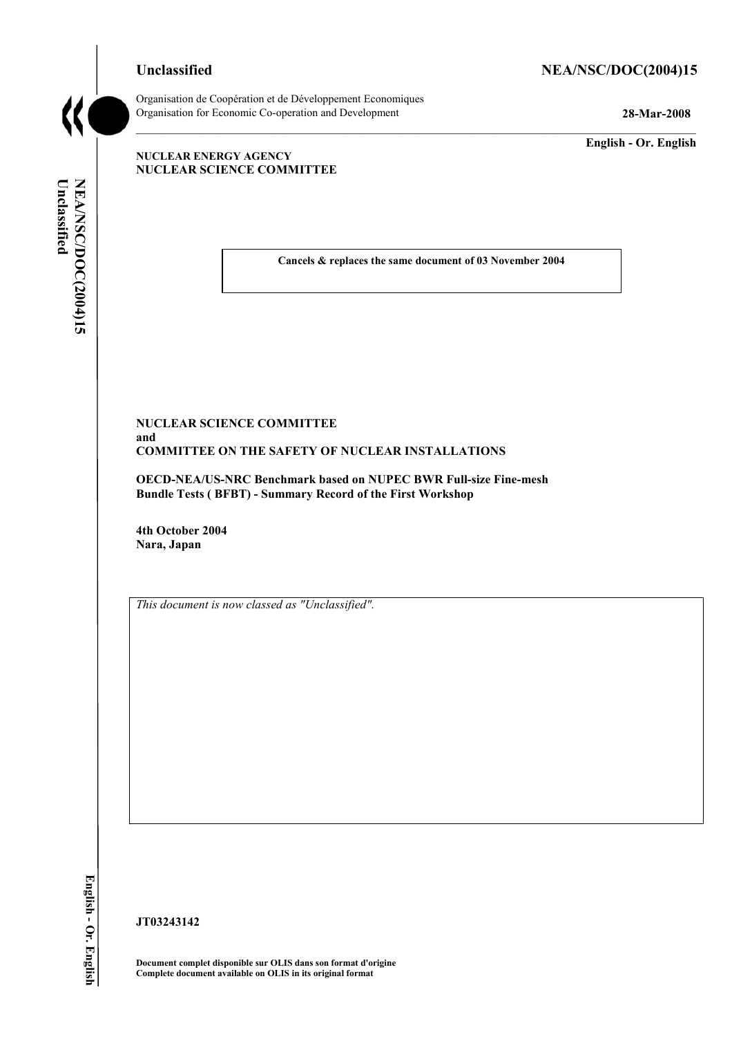**Unclassified** **NEA/NSC/DOC(2004)15**

Organisation de Coopération et de Développement Economiques
Organisation for Economic Co-operation and Development **28-Mar-2008**

**English - Or. English**

**NUCLEAR ENERGY AGENCY**
**NUCLEAR SCIENCE COMMITTEE**

**Cancels & replaces the same document of 03 November 2004**

**NUCLEAR SCIENCE COMMITTEE**
**and**
**COMMITTEE ON THE SAFETY OF NUCLEAR INSTALLATIONS**

**OECD-NEA/US-NRC Benchmark based on NUPEC BWR Full-size Fine-mesh Bundle Tests ( BFBT) - Summary Record of the First Workshop**

**4th October 2004**
**Nara, Japan**

*This document is now classed as "Unclassified".*

**JT03243142**

**Document complet disponible sur OLIS dans son format d'origine**
**Complete document available on OLIS in its original format**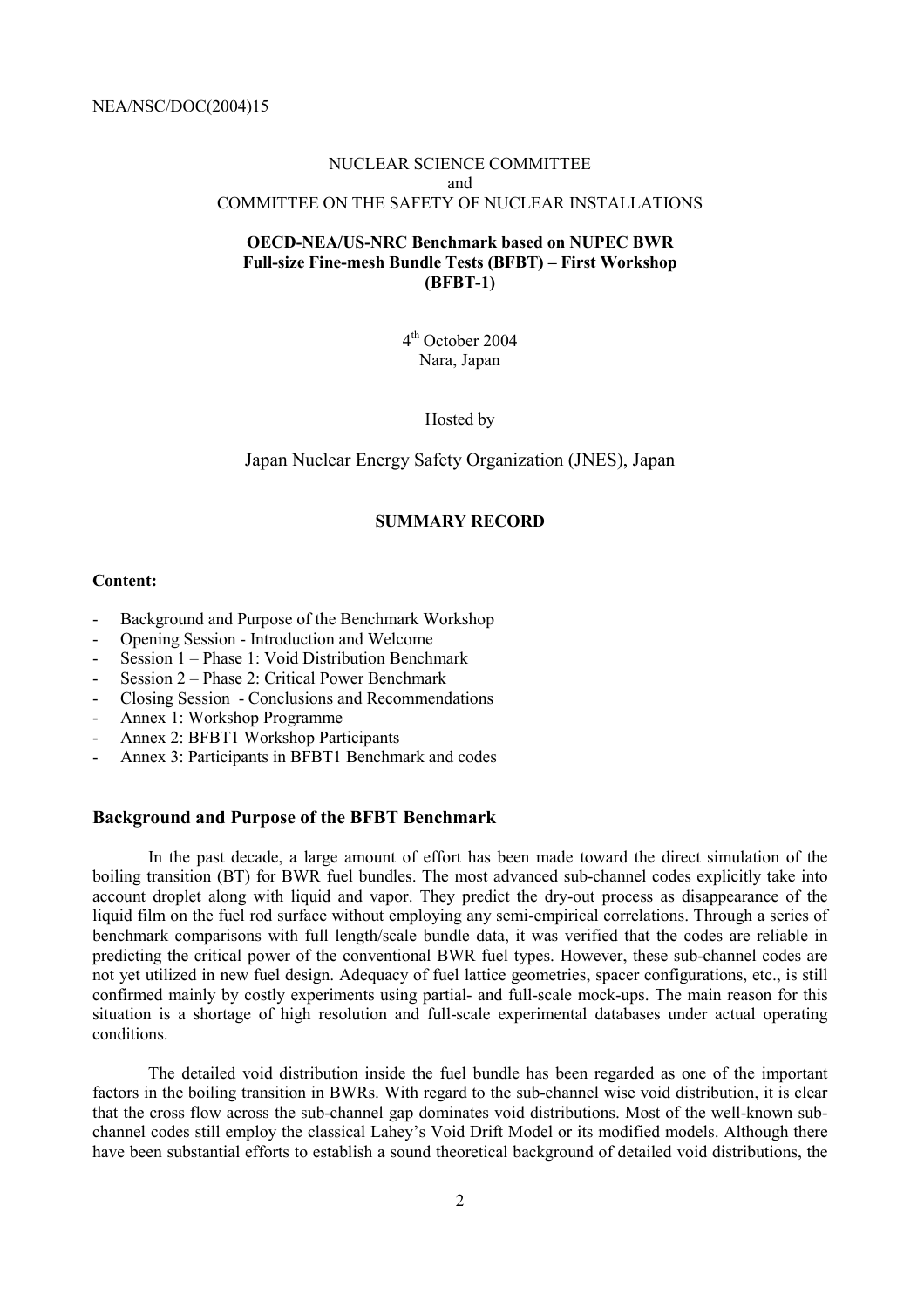NUCLEAR SCIENCE COMMITTEE
and
COMMITTEE ON THE SAFETY OF NUCLEAR INSTALLATIONS

**OECD-NEA/US-NRC Benchmark based on NUPEC BWR Full-size Fine-mesh Bundle Tests (BFBT) – First Workshop (BFBT-1)**

4th October 2004
Nara, Japan

Hosted by

Japan Nuclear Energy Safety Organization (JNES), Japan

**SUMMARY RECORD**

**Content:**

- Background and Purpose of the Benchmark Workshop
- Opening Session - Introduction and Welcome
- Session 1 – Phase 1: Void Distribution Benchmark
- Session 2 – Phase 2: Critical Power Benchmark
- Closing Session - Conclusions and Recommendations
- Annex 1: Workshop Programme
- Annex 2: BFBT1 Workshop Participants
- Annex 3: Participants in BFBT1 Benchmark and codes

## Background and Purpose of the BFBT Benchmark

In the past decade, a large amount of effort has been made toward the direct simulation of the boiling transition (BT) for BWR fuel bundles. The most advanced sub-channel codes explicitly take into account droplet along with liquid and vapor. They predict the dry-out process as disappearance of the liquid film on the fuel rod surface without employing any semi-empirical correlations. Through a series of benchmark comparisons with full length/scale bundle data, it was verified that the codes are reliable in predicting the critical power of the conventional BWR fuel types. However, these sub-channel codes are not yet utilized in new fuel design. Adequacy of fuel lattice geometries, spacer configurations, etc., is still confirmed mainly by costly experiments using partial- and full-scale mock-ups. The main reason for this situation is a shortage of high resolution and full-scale experimental databases under actual operating conditions.

The detailed void distribution inside the fuel bundle has been regarded as one of the important factors in the boiling transition in BWRs. With regard to the sub-channel wise void distribution, it is clear that the cross flow across the sub-channel gap dominates void distributions. Most of the well-known sub-channel codes still employ the classical Lahey's Void Drift Model or its modified models. Although there have been substantial efforts to establish a sound theoretical background of detailed void distributions, the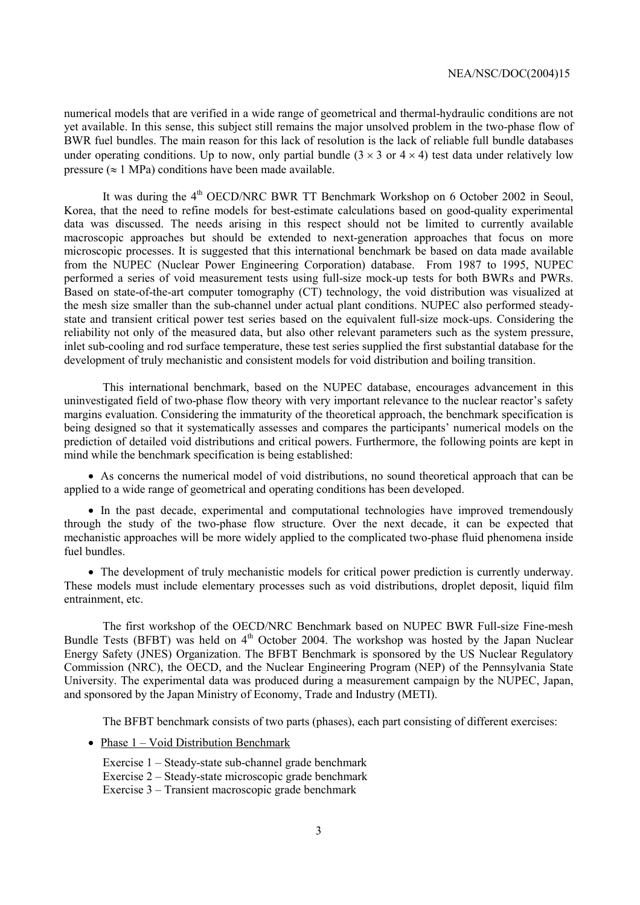numerical models that are verified in a wide range of geometrical and thermal-hydraulic conditions are not yet available. In this sense, this subject still remains the major unsolved problem in the two-phase flow of BWR fuel bundles. The main reason for this lack of resolution is the lack of reliable full bundle databases under operating conditions. Up to now, only partial bundle ($3 \times 3$ or $4 \times 4$) test data under relatively low pressure ($\approx 1$ MPa) conditions have been made available.

It was during the 4th OECD/NRC BWR TT Benchmark Workshop on 6 October 2002 in Seoul, Korea, that the need to refine models for best-estimate calculations based on good-quality experimental data was discussed. The needs arising in this respect should not be limited to currently available macroscopic approaches but should be extended to next-generation approaches that focus on more microscopic processes. It is suggested that this international benchmark be based on data made available from the NUPEC (Nuclear Power Engineering Corporation) database. From 1987 to 1995, NUPEC performed a series of void measurement tests using full-size mock-up tests for both BWRs and PWRs. Based on state-of-the-art computer tomography (CT) technology, the void distribution was visualized at the mesh size smaller than the sub-channel under actual plant conditions. NUPEC also performed steady-state and transient critical power test series based on the equivalent full-size mock-ups. Considering the reliability not only of the measured data, but also other relevant parameters such as the system pressure, inlet sub-cooling and rod surface temperature, these test series supplied the first substantial database for the development of truly mechanistic and consistent models for void distribution and boiling transition.

This international benchmark, based on the NUPEC database, encourages advancement in this uninvestigated field of two-phase flow theory with very important relevance to the nuclear reactor's safety margins evaluation. Considering the immaturity of the theoretical approach, the benchmark specification is being designed so that it systematically assesses and compares the participants' numerical models on the prediction of detailed void distributions and critical powers. Furthermore, the following points are kept in mind while the benchmark specification is being established:

- As concerns the numerical model of void distributions, no sound theoretical approach that can be applied to a wide range of geometrical and operating conditions has been developed.
- In the past decade, experimental and computational technologies have improved tremendously through the study of the two-phase flow structure. Over the next decade, it can be expected that mechanistic approaches will be more widely applied to the complicated two-phase fluid phenomena inside fuel bundles.
- The development of truly mechanistic models for critical power prediction is currently underway. These models must include elementary processes such as void distributions, droplet deposit, liquid film entrainment, etc.

The first workshop of the OECD/NRC Benchmark based on NUPEC BWR Full-size Fine-mesh Bundle Tests (BFBT) was held on 4th October 2004. The workshop was hosted by the Japan Nuclear Energy Safety (JNES) Organization. The BFBT Benchmark is sponsored by the US Nuclear Regulatory Commission (NRC), the OECD, and the Nuclear Engineering Program (NEP) of the Pennsylvania State University. The experimental data was produced during a measurement campaign by the NUPEC, Japan, and sponsored by the Japan Ministry of Economy, Trade and Industry (METI).

The BFBT benchmark consists of two parts (phases), each part consisting of different exercises:

- Phase 1 – Void Distribution Benchmark

  Exercise 1 – Steady-state sub-channel grade benchmark
  Exercise 2 – Steady-state microscopic grade benchmark
  Exercise 3 – Transient macroscopic grade benchmark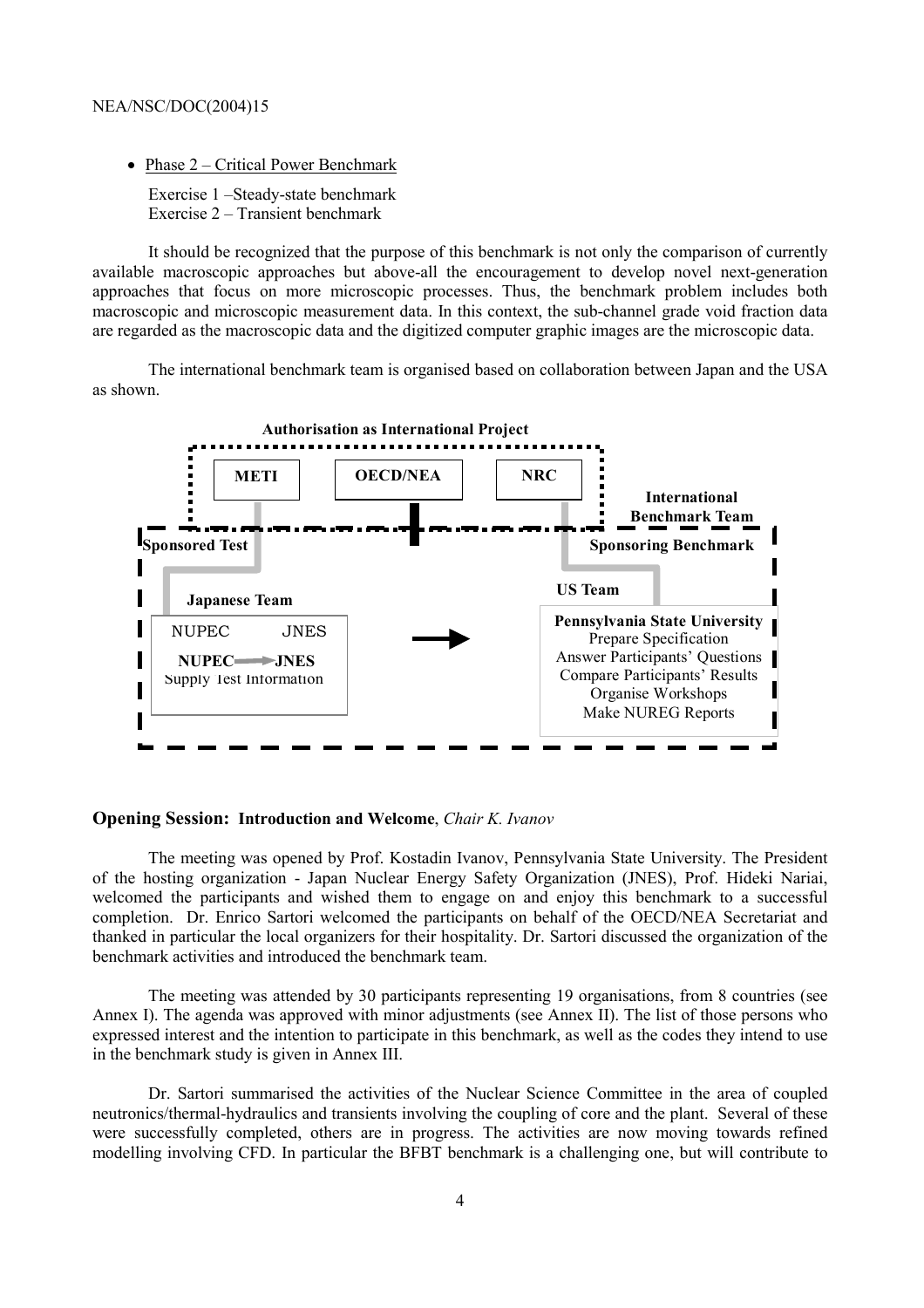- Phase 2 – Critical Power Benchmark

  Exercise 1 –Steady-state benchmark
  Exercise 2 – Transient benchmark

It should be recognized that the purpose of this benchmark is not only the comparison of currently available macroscopic approaches but above-all the encouragement to develop novel next-generation approaches that focus on more microscopic processes. Thus, the benchmark problem includes both macroscopic and microscopic measurement data. In this context, the sub-channel grade void fraction data are regarded as the macroscopic data and the digitized computer graphic images are the microscopic data.

The international benchmark team is organised based on collaboration between Japan and the USA as shown.

**Authorisation as International Project**

**METI** | **OECD/NEA** | **NRC**

**International Benchmark Team**

**Sponsored Test** | **Sponsoring Benchmark**

**Japanese Team**

NUPEC JNES

**NUPEC → JNES**

Supply Test Information

**US Team**

**Pennsylvania State University**
Prepare Specification
Answer Participants' Questions
Compare Participants' Results
Organise Workshops
Make NUREG Reports

### Opening Session: Introduction and Welcome, *Chair K. Ivanov*

The meeting was opened by Prof. Kostadin Ivanov, Pennsylvania State University. The President of the hosting organization - Japan Nuclear Energy Safety Organization (JNES), Prof. Hideki Nariai, welcomed the participants and wished them to engage on and enjoy this benchmark to a successful completion. Dr. Enrico Sartori welcomed the participants on behalf of the OECD/NEA Secretariat and thanked in particular the local organizers for their hospitality. Dr. Sartori discussed the organization of the benchmark activities and introduced the benchmark team.

The meeting was attended by 30 participants representing 19 organisations, from 8 countries (see Annex I). The agenda was approved with minor adjustments (see Annex II). The list of those persons who expressed interest and the intention to participate in this benchmark, as well as the codes they intend to use in the benchmark study is given in Annex III.

Dr. Sartori summarised the activities of the Nuclear Science Committee in the area of coupled neutronics/thermal-hydraulics and transients involving the coupling of core and the plant. Several of these were successfully completed, others are in progress. The activities are now moving towards refined modelling involving CFD. In particular the BFBT benchmark is a challenging one, but will contribute to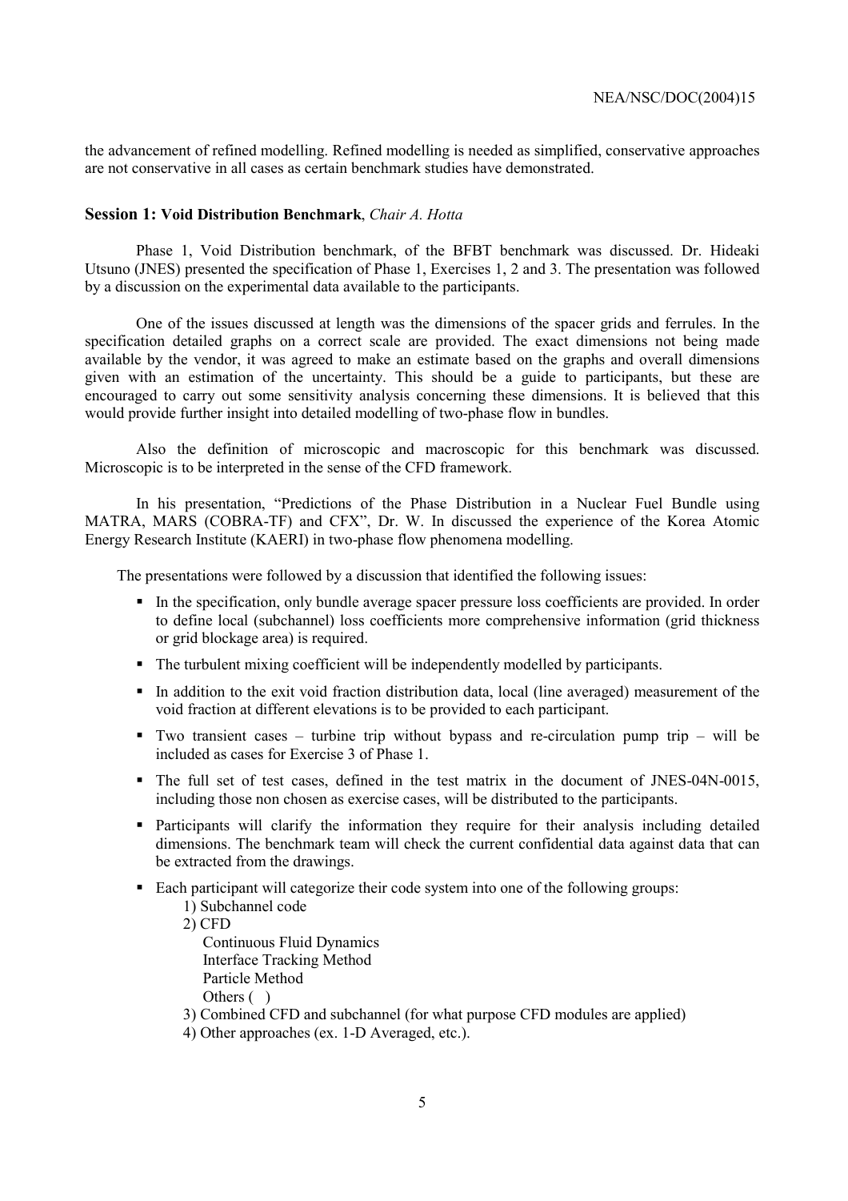the advancement of refined modelling. Refined modelling is needed as simplified, conservative approaches are not conservative in all cases as certain benchmark studies have demonstrated.

### Session 1: Void Distribution Benchmark, *Chair A. Hotta*

Phase 1, Void Distribution benchmark, of the BFBT benchmark was discussed. Dr. Hideaki Utsuno (JNES) presented the specification of Phase 1, Exercises 1, 2 and 3. The presentation was followed by a discussion on the experimental data available to the participants.

One of the issues discussed at length was the dimensions of the spacer grids and ferrules. In the specification detailed graphs on a correct scale are provided. The exact dimensions not being made available by the vendor, it was agreed to make an estimate based on the graphs and overall dimensions given with an estimation of the uncertainty. This should be a guide to participants, but these are encouraged to carry out some sensitivity analysis concerning these dimensions. It is believed that this would provide further insight into detailed modelling of two-phase flow in bundles.

Also the definition of microscopic and macroscopic for this benchmark was discussed. Microscopic is to be interpreted in the sense of the CFD framework.

In his presentation, "Predictions of the Phase Distribution in a Nuclear Fuel Bundle using MATRA, MARS (COBRA-TF) and CFX", Dr. W. In discussed the experience of the Korea Atomic Energy Research Institute (KAERI) in two-phase flow phenomena modelling.

The presentations were followed by a discussion that identified the following issues:

- In the specification, only bundle average spacer pressure loss coefficients are provided. In order to define local (subchannel) loss coefficients more comprehensive information (grid thickness or grid blockage area) is required.
- The turbulent mixing coefficient will be independently modelled by participants.
- In addition to the exit void fraction distribution data, local (line averaged) measurement of the void fraction at different elevations is to be provided to each participant.
- Two transient cases – turbine trip without bypass and re-circulation pump trip – will be included as cases for Exercise 3 of Phase 1.
- The full set of test cases, defined in the test matrix in the document of JNES-04N-0015, including those non chosen as exercise cases, will be distributed to the participants.
- Participants will clarify the information they require for their analysis including detailed dimensions. The benchmark team will check the current confidential data against data that can be extracted from the drawings.
- Each participant will categorize their code system into one of the following groups:
  1) Subchannel code
  2) CFD
     Continuous Fluid Dynamics
     Interface Tracking Method
     Particle Method
     Others (   )
  3) Combined CFD and subchannel (for what purpose CFD modules are applied)
  4) Other approaches (ex. 1-D Averaged, etc.).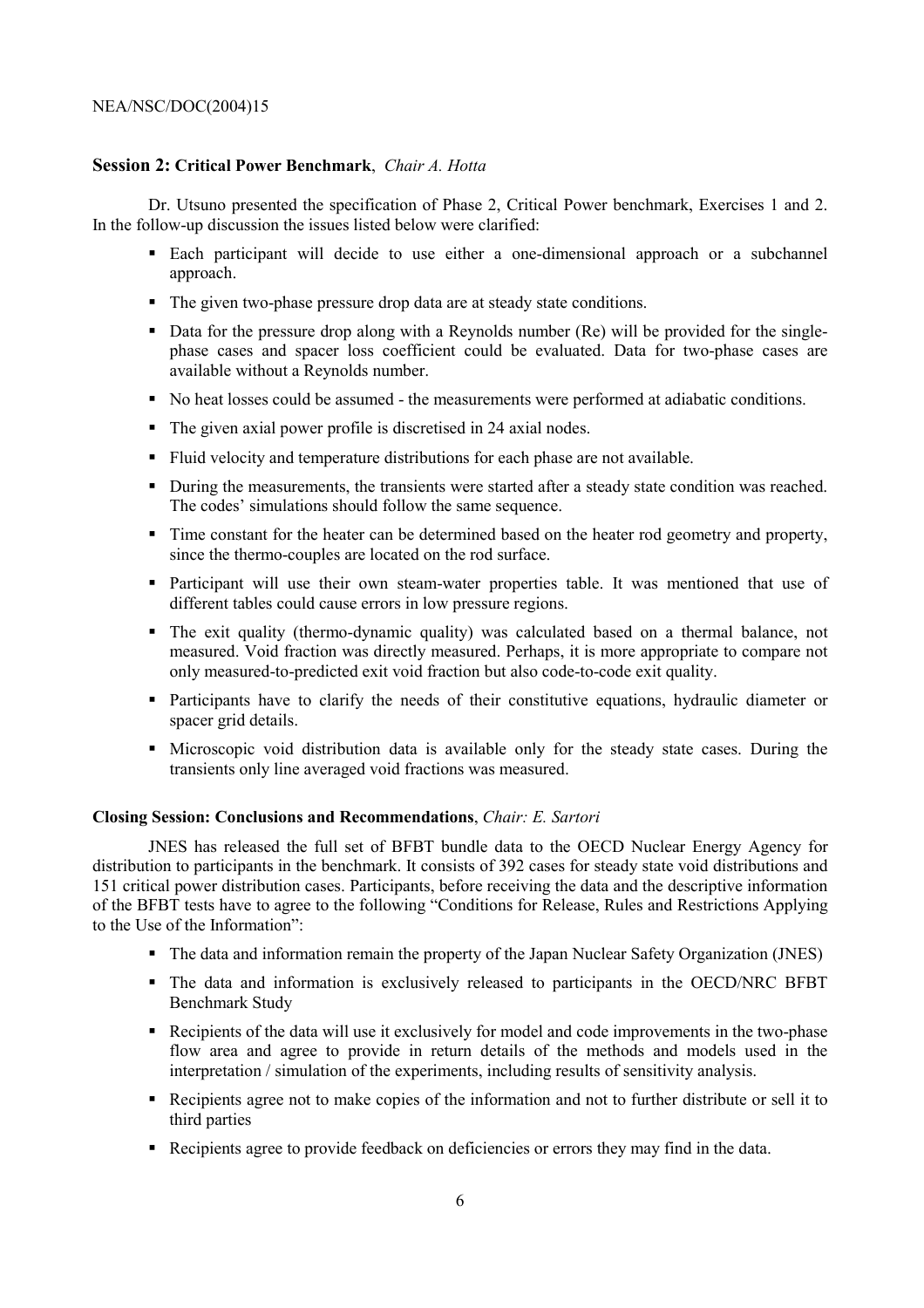**Session 2: Critical Power Benchmark**, *Chair A. Hotta*

Dr. Utsuno presented the specification of Phase 2, Critical Power benchmark, Exercises 1 and 2. In the follow-up discussion the issues listed below were clarified:

- Each participant will decide to use either a one-dimensional approach or a subchannel approach.
- The given two-phase pressure drop data are at steady state conditions.
- Data for the pressure drop along with a Reynolds number (Re) will be provided for the single-phase cases and spacer loss coefficient could be evaluated. Data for two-phase cases are available without a Reynolds number.
- No heat losses could be assumed - the measurements were performed at adiabatic conditions.
- The given axial power profile is discretised in 24 axial nodes.
- Fluid velocity and temperature distributions for each phase are not available.
- During the measurements, the transients were started after a steady state condition was reached. The codes' simulations should follow the same sequence.
- Time constant for the heater can be determined based on the heater rod geometry and property, since the thermo-couples are located on the rod surface.
- Participant will use their own steam-water properties table. It was mentioned that use of different tables could cause errors in low pressure regions.
- The exit quality (thermo-dynamic quality) was calculated based on a thermal balance, not measured. Void fraction was directly measured. Perhaps, it is more appropriate to compare not only measured-to-predicted exit void fraction but also code-to-code exit quality.
- Participants have to clarify the needs of their constitutive equations, hydraulic diameter or spacer grid details.
- Microscopic void distribution data is available only for the steady state cases. During the transients only line averaged void fractions was measured.

**Closing Session: Conclusions and Recommendations**, *Chair: E. Sartori*

JNES has released the full set of BFBT bundle data to the OECD Nuclear Energy Agency for distribution to participants in the benchmark. It consists of 392 cases for steady state void distributions and 151 critical power distribution cases. Participants, before receiving the data and the descriptive information of the BFBT tests have to agree to the following "Conditions for Release, Rules and Restrictions Applying to the Use of the Information":

- The data and information remain the property of the Japan Nuclear Safety Organization (JNES)
- The data and information is exclusively released to participants in the OECD/NRC BFBT Benchmark Study
- Recipients of the data will use it exclusively for model and code improvements in the two-phase flow area and agree to provide in return details of the methods and models used in the interpretation / simulation of the experiments, including results of sensitivity analysis.
- Recipients agree not to make copies of the information and not to further distribute or sell it to third parties
- Recipients agree to provide feedback on deficiencies or errors they may find in the data.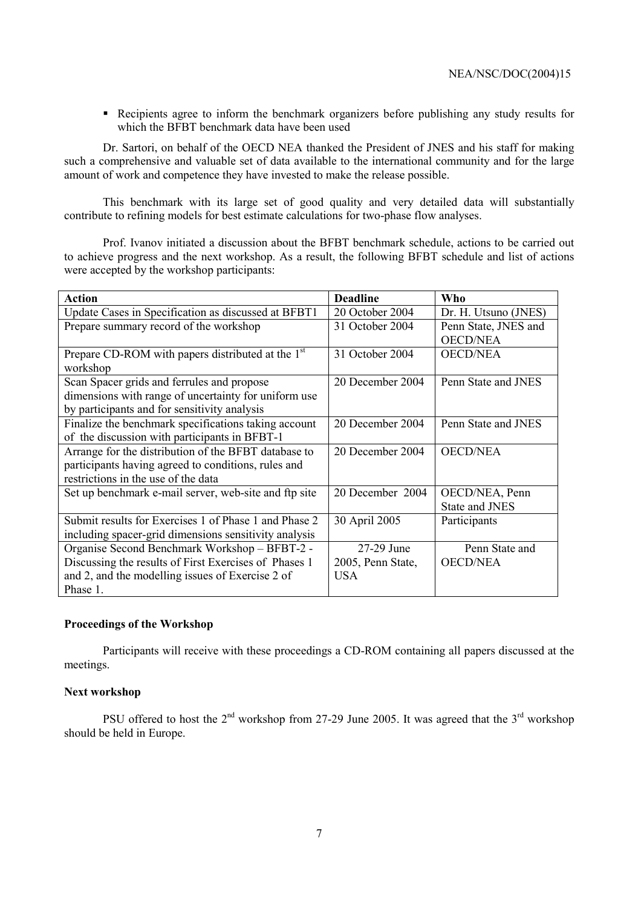- Recipients agree to inform the benchmark organizers before publishing any study results for which the BFBT benchmark data have been used

Dr. Sartori, on behalf of the OECD NEA thanked the President of JNES and his staff for making such a comprehensive and valuable set of data available to the international community and for the large amount of work and competence they have invested to make the release possible.

This benchmark with its large set of good quality and very detailed data will substantially contribute to refining models for best estimate calculations for two-phase flow analyses.

Prof. Ivanov initiated a discussion about the BFBT benchmark schedule, actions to be carried out to achieve progress and the next workshop. As a result, the following BFBT schedule and list of actions were accepted by the workshop participants:

| Action | Deadline | Who |
|---|---|---|
| Update Cases in Specification as discussed at BFBT1 | 20 October 2004 | Dr. H. Utsuno (JNES) |
| Prepare summary record of the workshop | 31 October 2004 | Penn State, JNES and OECD/NEA |
| Prepare CD-ROM with papers distributed at the 1st workshop | 31 October 2004 | OECD/NEA |
| Scan Spacer grids and ferrules and propose dimensions with range of uncertainty for uniform use by participants and for sensitivity analysis | 20 December 2004 | Penn State and JNES |
| Finalize the benchmark specifications taking account of the discussion with participants in BFBT-1 | 20 December 2004 | Penn State and JNES |
| Arrange for the distribution of the BFBT database to participants having agreed to conditions, rules and restrictions in the use of the data | 20 December 2004 | OECD/NEA |
| Set up benchmark e-mail server, web-site and ftp site | 20 December 2004 | OECD/NEA, Penn State and JNES |
| Submit results for Exercises 1 of Phase 1 and Phase 2 including spacer-grid dimensions sensitivity analysis | 30 April 2005 | Participants |
| Organise Second Benchmark Workshop – BFBT-2 - Discussing the results of First Exercises of Phases 1 and 2, and the modelling issues of Exercise 2 of Phase 1. | 27-29 June 2005, Penn State, USA | Penn State and OECD/NEA |

**Proceedings of the Workshop**

Participants will receive with these proceedings a CD-ROM containing all papers discussed at the meetings.

**Next workshop**

PSU offered to host the 2nd workshop from 27-29 June 2005. It was agreed that the 3rd workshop should be held in Europe.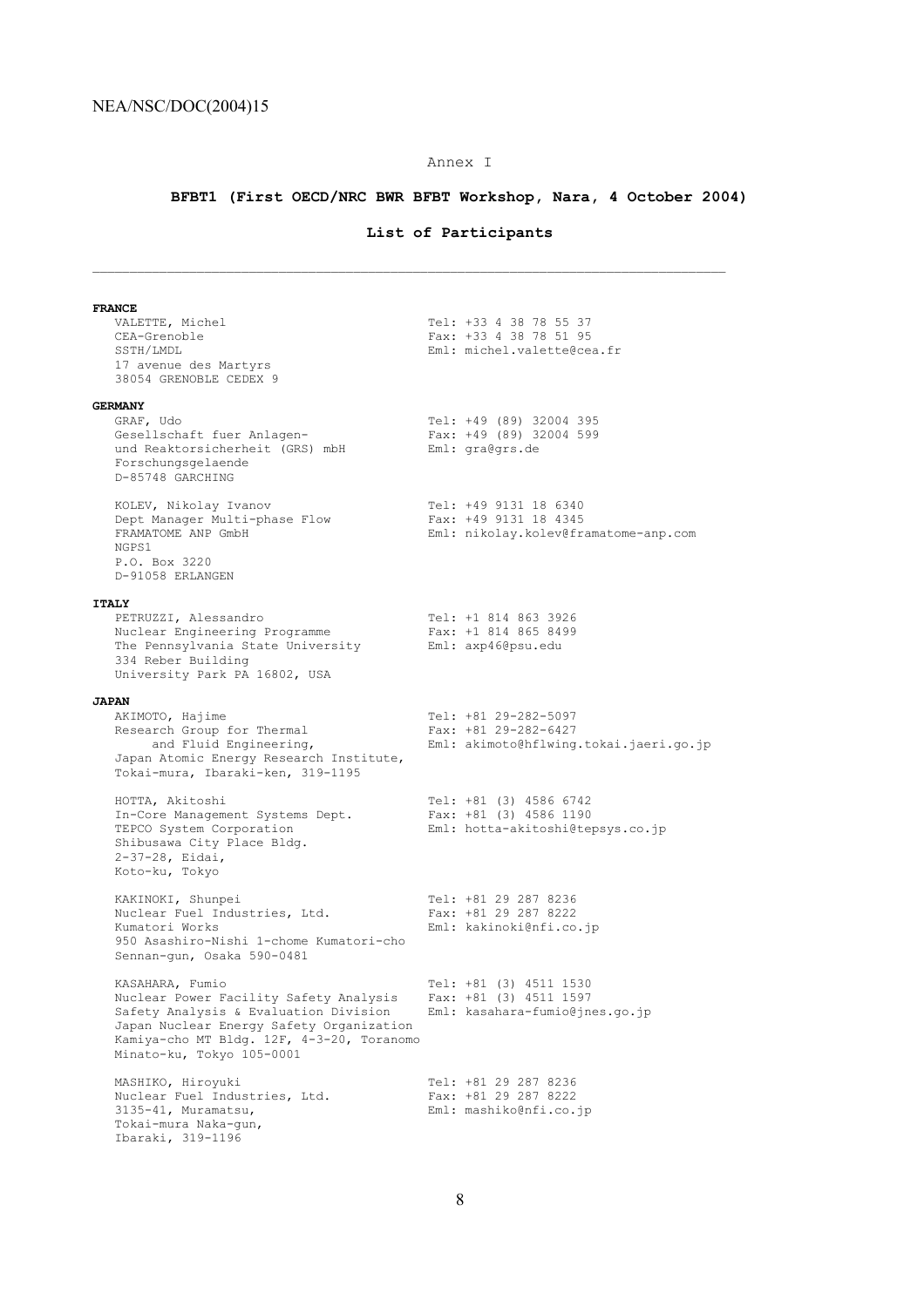Annex I

**BFBT1 (First OECD/NRC BWR BFBT Workshop, Nara, 4 October 2004)**

**List of Participants**

---

**FRANCE**

VALETTE, Michel
CEA-Grenoble
SSTH/LMDL
17 avenue des Martyrs
38054 GRENOBLE CEDEX 9

Tel: +33 4 38 78 55 37
Fax: +33 4 38 78 51 95
Eml: michel.valette@cea.fr

**GERMANY**

GRAF, Udo
Gesellschaft fuer Anlagen- und Reaktorsicherheit (GRS) mbH
Forschungsgelaende
D-85748 GARCHING

Tel: +49 (89) 32004 395
Fax: +49 (89) 32004 599
Eml: gra@grs.de

KOLEV, Nikolay Ivanov
Dept Manager Multi-phase Flow
FRAMATOME ANP GmbH
NGPS1
P.O. Box 3220
D-91058 ERLANGEN

Tel: +49 9131 18 6340
Fax: +49 9131 18 4345
Eml: nikolay.kolev@framatome-anp.com

**ITALY**

PETRUZZI, Alessandro
Nuclear Engineering Programme
The Pennsylvania State University
334 Reber Building
University Park PA 16802, USA

Tel: +1 814 863 3926
Fax: +1 814 865 8499
Eml: axp46@psu.edu

**JAPAN**

AKIMOTO, Hajime
Research Group for Thermal and Fluid Engineering,
Japan Atomic Energy Research Institute,
Tokai-mura, Ibaraki-ken, 319-1195

Tel: +81 29-282-5097
Fax: +81 29-282-6427
Eml: akimoto@hflwing.tokai.jaeri.go.jp

HOTTA, Akitoshi
In-Core Management Systems Dept.
TEPCO System Corporation
Shibusawa City Place Bldg.
2-37-28, Eidai,
Koto-ku, Tokyo

Tel: +81 (3) 4586 6742
Fax: +81 (3) 4586 1190
Eml: hotta-akitoshi@tepsys.co.jp

KAKINOKI, Shunpei
Nuclear Fuel Industries, Ltd.
Kumatori Works
950 Asashiro-Nishi 1-chome Kumatori-cho
Sennan-gun, Osaka 590-0481

Tel: +81 29 287 8236
Fax: +81 29 287 8222
Eml: kakinoki@nfi.co.jp

KASAHARA, Fumio
Nuclear Power Facility Safety Analysis
Safety Analysis & Evaluation Division
Japan Nuclear Energy Safety Organization
Kamiya-cho MT Bldg. 12F, 4-3-20, Toranomo
Minato-ku, Tokyo 105-0001

Tel: +81 (3) 4511 1530
Fax: +81 (3) 4511 1597
Eml: kasahara-fumio@jnes.go.jp

MASHIKO, Hiroyuki
Nuclear Fuel Industries, Ltd.
3135-41, Muramatsu,
Tokai-mura Naka-gun,
Ibaraki, 319-1196

Tel: +81 29 287 8236
Fax: +81 29 287 8222
Eml: mashiko@nfi.co.jp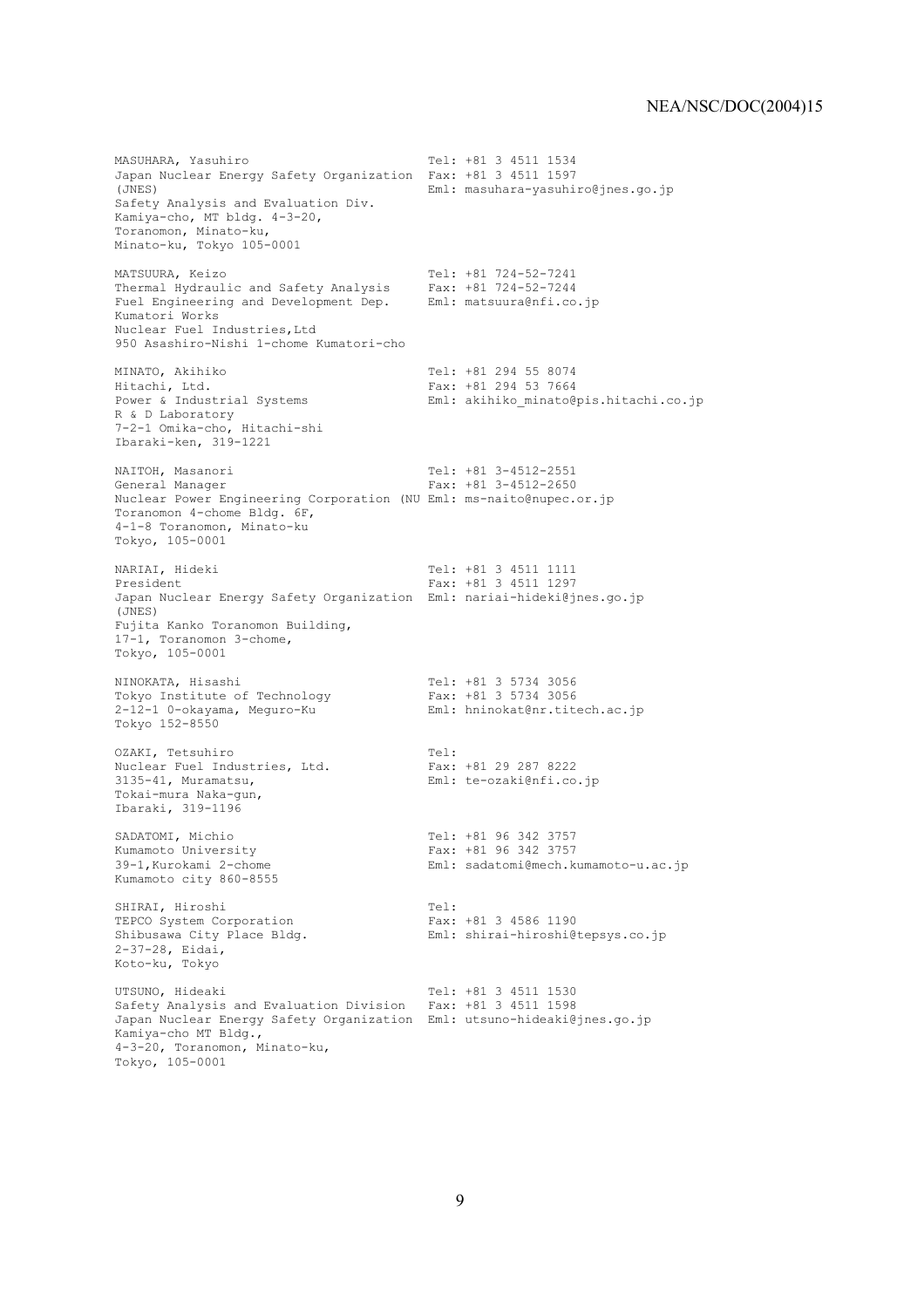MASUHARA, Yasuhiro
Japan Nuclear Energy Safety Organization (JNES)
Safety Analysis and Evaluation Div.
Kamiya-cho, MT bldg. 4-3-20,
Toranomon, Minato-ku,
Minato-ku, Tokyo 105-0001

Tel: +81 3 4511 1534
Fax: +81 3 4511 1597
Eml: masuhara-yasuhiro@jnes.go.jp

MATSUURA, Keizo
Thermal Hydraulic and Safety Analysis
Fuel Engineering and Development Dep.
Kumatori Works
Nuclear Fuel Industries,Ltd
950 Asashiro-Nishi 1-chome Kumatori-cho

Tel: +81 724-52-7241
Fax: +81 724-52-7244
Eml: matsuura@nfi.co.jp

MINATO, Akihiko
Hitachi, Ltd.
Power & Industrial Systems
R & D Laboratory
7-2-1 Omika-cho, Hitachi-shi
Ibaraki-ken, 319-1221

Tel: +81 294 55 8074
Fax: +81 294 53 7664
Eml: akihiko_minato@pis.hitachi.co.jp

NAITOH, Masanori
General Manager
Nuclear Power Engineering Corporation (NU
Toranomon 4-chome Bldg. 6F,
4-1-8 Toranomon, Minato-ku
Tokyo, 105-0001

Tel: +81 3-4512-2551
Fax: +81 3-4512-2650
Eml: ms-naito@nupec.or.jp

NARIAI, Hideki
President
Japan Nuclear Energy Safety Organization (JNES)
Fujita Kanko Toranomon Building,
17-1, Toranomon 3-chome,
Tokyo, 105-0001

Tel: +81 3 4511 1111
Fax: +81 3 4511 1297
Eml: nariai-hideki@jnes.go.jp

NINOKATA, Hisashi
Tokyo Institute of Technology
2-12-1 0-okayama, Meguro-Ku
Tokyo 152-8550

Tel: +81 3 5734 3056
Fax: +81 3 5734 3056
Eml: hninokat@nr.titech.ac.jp

OZAKI, Tetsuhiro
Nuclear Fuel Industries, Ltd.
3135-41, Muramatsu,
Tokai-mura Naka-gun,
Ibaraki, 319-1196

Tel:
Fax: +81 29 287 8222
Eml: te-ozaki@nfi.co.jp

SADATOMI, Michio
Kumamoto University
39-1,Kurokami 2-chome
Kumamoto city 860-8555

Tel: +81 96 342 3757
Fax: +81 96 342 3757
Eml: sadatomi@mech.kumamoto-u.ac.jp

SHIRAI, Hiroshi
TEPCO System Corporation
Shibusawa City Place Bldg.
2-37-28, Eidai,
Koto-ku, Tokyo

Tel:
Fax: +81 3 4586 1190
Eml: shirai-hiroshi@tepsys.co.jp

UTSUNO, Hideaki
Safety Analysis and Evaluation Division
Japan Nuclear Energy Safety Organization
Kamiya-cho MT Bldg.,
4-3-20, Toranomon, Minato-ku,
Tokyo, 105-0001

Tel: +81 3 4511 1530
Fax: +81 3 4511 1598
Eml: utsuno-hideaki@jnes.go.jp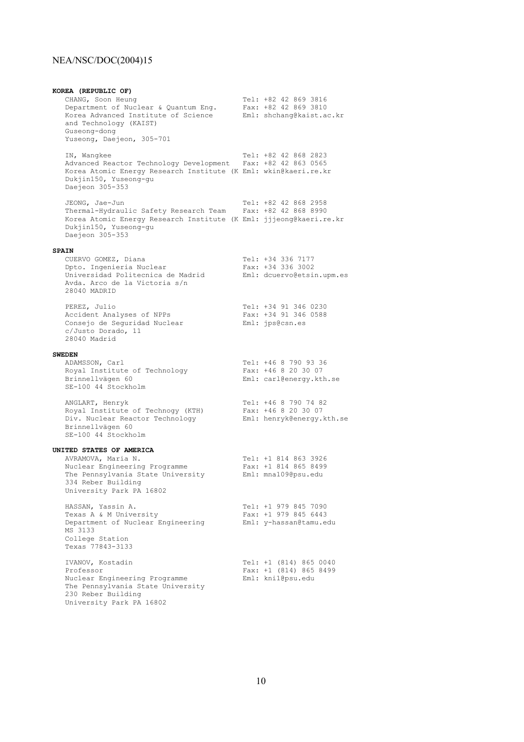**KOREA (REPUBLIC OF)**

CHANG, Soon Heung
Department of Nuclear & Quantum Eng.
Korea Advanced Institute of Science and Technology (KAIST)
Guseong-dong
Yuseong, Daejeon, 305-701
Tel: +82 42 869 3816
Fax: +82 42 869 3810
Eml: shchang@kaist.ac.kr

IN, Wangkee
Advanced Reactor Technology Development
Korea Atomic Energy Research Institute (K
Dukjin150, Yuseong-gu
Daejeon 305-353
Tel: +82 42 868 2823
Fax: +82 42 863 0565
Eml: wkin@kaeri.re.kr

JEONG, Jae-Jun
Thermal-Hydraulic Safety Research Team
Korea Atomic Energy Research Institute (K
Dukjin150, Yuseong-gu
Daejeon 305-353
Tel: +82 42 868 2958
Fax: +82 42 868 8990
Eml: jjjeong@kaeri.re.kr

**SPAIN**

CUERVO GOMEZ, Diana
Dpto. Ingenieria Nuclear
Universidad Politecnica de Madrid
Avda. Arco de la Victoria s/n
28040 MADRID
Tel: +34 336 7177
Fax: +34 336 3002
Eml: dcuervo@etsin.upm.es

PEREZ, Julio
Accident Analyses of NPPs
Consejo de Seguridad Nuclear
c/Justo Dorado, 11
28040 Madrid
Tel: +34 91 346 0230
Fax: +34 91 346 0588
Eml: jps@csn.es

**SWEDEN**

ADAMSSON, Carl
Royal Institute of Technology
Brinnellvägen 60
SE-100 44 Stockholm
Tel: +46 8 790 93 36
Fax: +46 8 20 30 07
Eml: carl@energy.kth.se

ANGLART, Henryk
Royal Institute of Technogy (KTH)
Div. Nuclear Reactor Technology
Brinnellvägen 60
SE-100 44 Stockholm
Tel: +46 8 790 74 82
Fax: +46 8 20 30 07
Eml: henryk@energy.kth.se

**UNITED STATES OF AMERICA**

AVRAMOVA, Maria N.
Nuclear Engineering Programme
The Pennsylvania State University
334 Reber Building
University Park PA 16802
Tel: +1 814 863 3926
Fax: +1 814 865 8499
Eml: mna109@psu.edu

HASSAN, Yassin A.
Texas A & M University
Department of Nuclear Engineering
MS 3133
College Station
Texas 77843-3133
Tel: +1 979 845 7090
Fax: +1 979 845 6443
Eml: y-hassan@tamu.edu

IVANOV, Kostadin
Professor
Nuclear Engineering Programme
The Pennsylvania State University
230 Reber Building
University Park PA 16802
Tel: +1 (814) 865 0040
Fax: +1 (814) 865 8499
Eml: kni1@psu.edu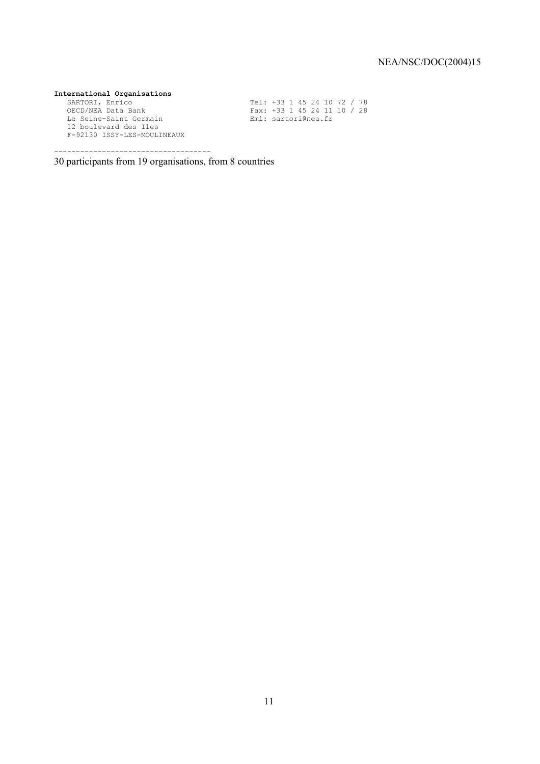**International Organisations**

```
   SARTORI, Enrico                       Tel: +33 1 45 24 10 72 / 78
   OECD/NEA Data Bank                    Fax: +33 1 45 24 11 10 / 28
   Le Seine-Saint Germain                Eml: sartori@nea.fr
   12 boulevard des Iles
   F-92130 ISSY-LES-MOULINEAUX
```

\-----------------------------------

30 participants from 19 organisations, from 8 countries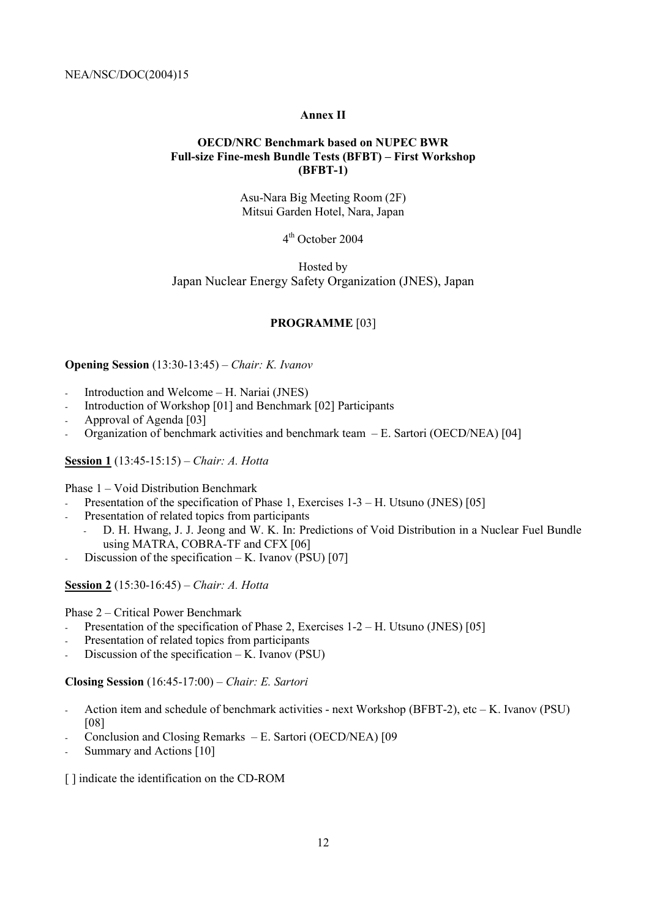## Annex II

### OECD/NRC Benchmark based on NUPEC BWR Full-size Fine-mesh Bundle Tests (BFBT) – First Workshop (BFBT-1)

Asu-Nara Big Meeting Room (2F)
Mitsui Garden Hotel, Nara, Japan

4th October 2004

Hosted by
Japan Nuclear Energy Safety Organization (JNES), Japan

### PROGRAMME [03]

**Opening Session** (13:30-13:45) – *Chair: K. Ivanov*

- Introduction and Welcome – H. Nariai (JNES)
- Introduction of Workshop [01] and Benchmark [02] Participants
- Approval of Agenda [03]
- Organization of benchmark activities and benchmark team – E. Sartori (OECD/NEA) [04]

**Session 1** (13:45-15:15) – *Chair: A. Hotta*

Phase 1 – Void Distribution Benchmark

- Presentation of the specification of Phase 1, Exercises 1-3 – H. Utsuno (JNES) [05]
- Presentation of related topics from participants
  - D. H. Hwang, J. J. Jeong and W. K. In: Predictions of Void Distribution in a Nuclear Fuel Bundle using MATRA, COBRA-TF and CFX [06]
- Discussion of the specification – K. Ivanov (PSU) [07]

**Session 2** (15:30-16:45) – *Chair: A. Hotta*

Phase 2 – Critical Power Benchmark

- Presentation of the specification of Phase 2, Exercises 1-2 – H. Utsuno (JNES) [05]
- Presentation of related topics from participants
- Discussion of the specification – K. Ivanov (PSU)

**Closing Session** (16:45-17:00) – *Chair: E. Sartori*

- Action item and schedule of benchmark activities - next Workshop (BFBT-2), etc – K. Ivanov (PSU) [08]
- Conclusion and Closing Remarks – E. Sartori (OECD/NEA) [09
- Summary and Actions [10]

[ ] indicate the identification on the CD-ROM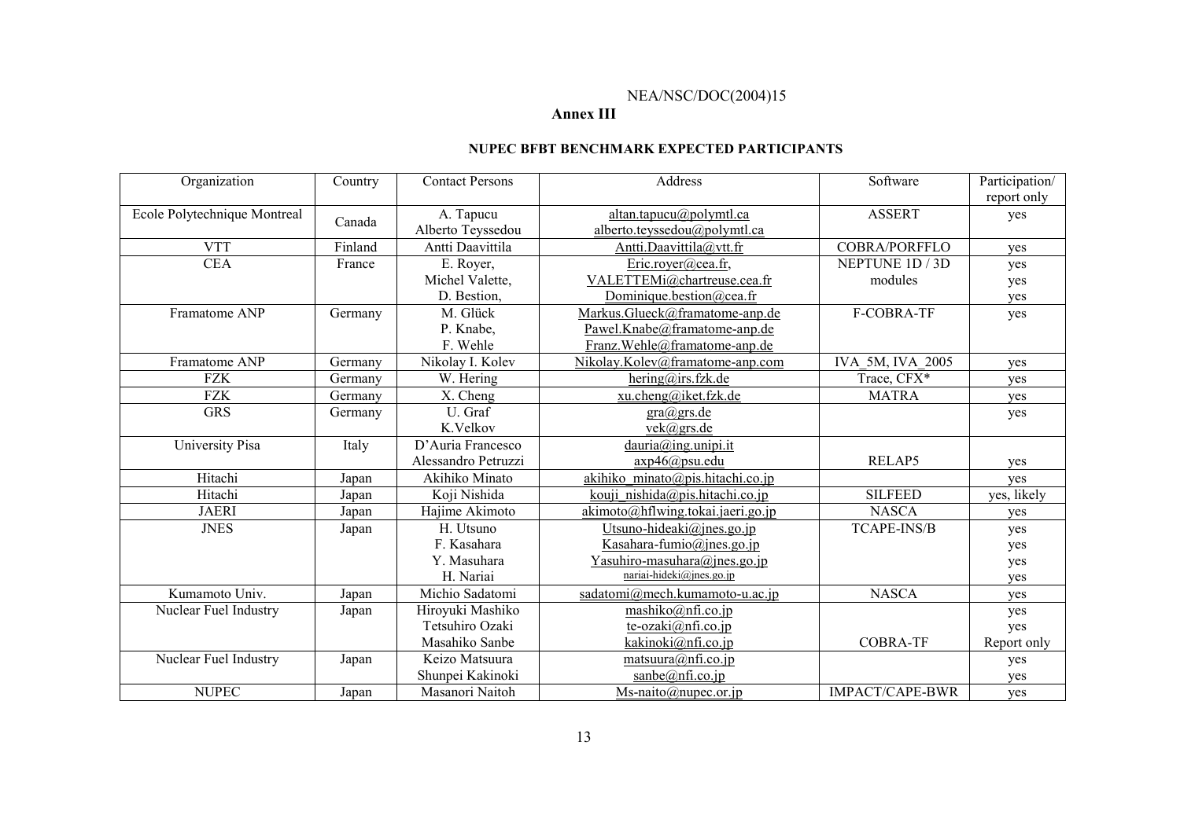## Annex III

### NUPEC BFBT BENCHMARK EXPECTED PARTICIPANTS

| Organization | Country | Contact Persons | Address | Software | Participation/ report only |
|---|---|---|---|---|---|
| Ecole Polytechnique Montreal | Canada | A. Tapucu<br>Alberto Teyssedou | altan.tapucu@polymtl.ca<br>alberto.teyssedou@polymtl.ca | ASSERT | yes |
| VTT | Finland | Antti Daavittila | Antti.Daavittila@vtt.fr | COBRA/PORFFLO | yes |
| CEA | France | E. Royer,<br>Michel Valette,<br>D. Bestion, | Eric.royer@cea.fr,<br>VALETTEMi@chartreuse.cea.fr<br>Dominique.bestion@cea.fr | NEPTUNE 1D / 3D modules | yes<br>yes<br>yes |
| Framatome ANP | Germany | M. Glück<br>P. Knabe,<br>F. Wehle | Markus.Glueck@framatome-anp.de<br>Pawel.Knabe@framatome-anp.de<br>Franz.Wehle@framatome-anp.de | F-COBRA-TF | yes |
| Framatome ANP | Germany | Nikolay I. Kolev | Nikolay.Kolev@framatome-anp.com | IVA_5M, IVA_2005 | yes |
| FZK | Germany | W. Hering | hering@irs.fzk.de | Trace, CFX* | yes |
| FZK | Germany | X. Cheng | xu.cheng@iket.fzk.de | MATRA | yes |
| GRS | Germany | U. Graf<br>K.Velkov | gra@grs.de<br>vek@grs.de | | yes |
| University Pisa | Italy | D'Auria Francesco<br>Alessandro Petruzzi | dauria@ing.unipi.it<br>axp46@psu.edu | RELAP5 | yes |
| Hitachi | Japan | Akihiko Minato | akihiko_minato@pis.hitachi.co.jp | | yes |
| Hitachi | Japan | Koji Nishida | kouji_nishida@pis.hitachi.co.jp | SILFEED | yes, likely |
| JAERI | Japan | Hajime Akimoto | akimoto@hflwing.tokai.jaeri.go.jp | NASCA | yes |
| JNES | Japan | H. Utsuno<br>F. Kasahara<br>Y. Masuhara<br>H. Nariai | Utsuno-hideaki@jnes.go.jp<br>Kasahara-fumio@jnes.go.jp<br>Yasuhiro-masuhara@jnes.go.jp<br>nariai-hideki@jnes.go.jp | TCAPE-INS/B | yes<br>yes<br>yes<br>yes |
| Kumamoto Univ. | Japan | Michio Sadatomi | sadatomi@mech.kumamoto-u.ac.jp | NASCA | yes |
| Nuclear Fuel Industry | Japan | Hiroyuki Mashiko<br>Tetsuhiro Ozaki<br>Masahiko Sanbe | mashiko@nfi.co.jp<br>te-ozaki@nfi.co.jp<br>kakinoki@nfi.co.jp | COBRA-TF | yes<br>yes<br>Report only |
| Nuclear Fuel Industry | Japan | Keizo Matsuura<br>Shunpei Kakinoki | matsuura@nfi.co.jp<br>sanbe@nfi.co.jp | | yes<br>yes |
| NUPEC | Japan | Masanori Naitoh | Ms-naito@nupec.or.jp | IMPACT/CAPE-BWR | yes |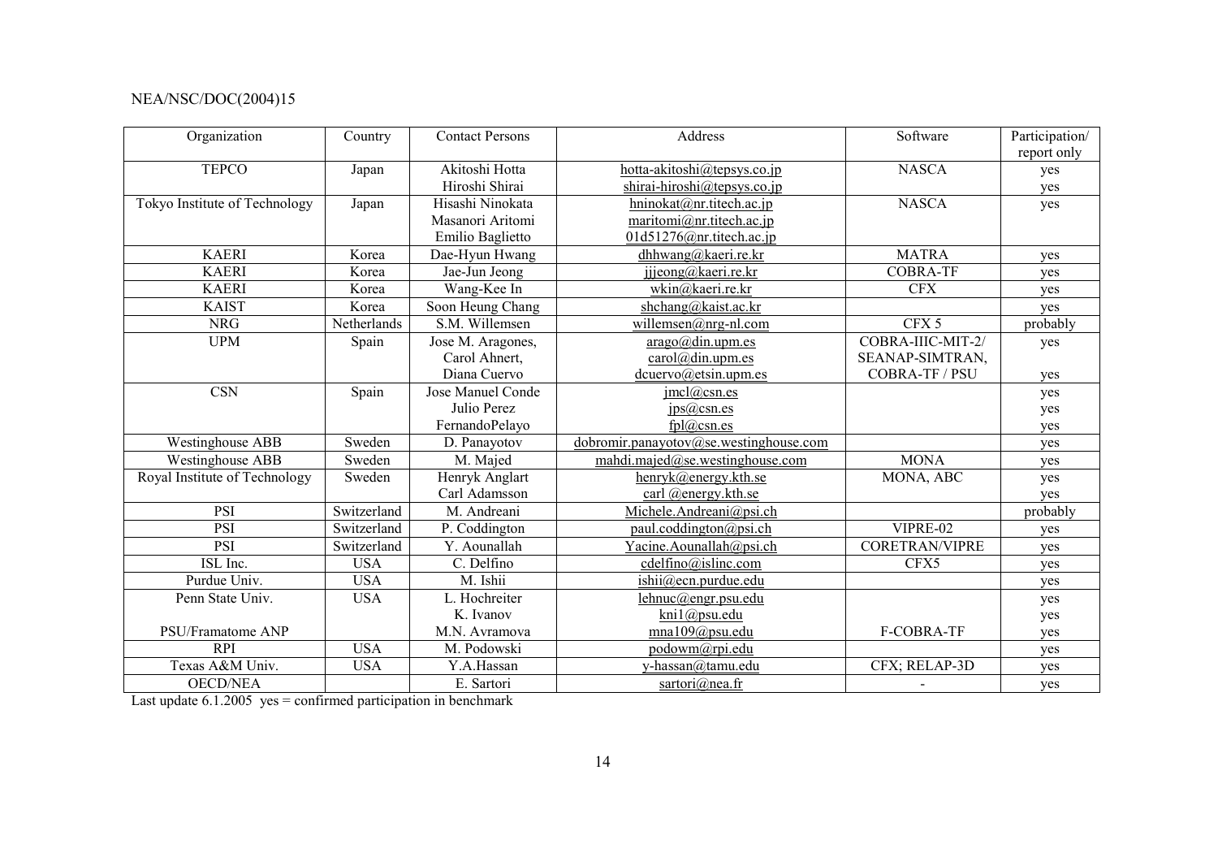| Organization | Country | Contact Persons | Address | Software | Participation/ report only |
|---|---|---|---|---|---|
| TEPCO | Japan | Akitoshi Hotta<br>Hiroshi Shirai | hotta-akitoshi@tepsys.co.jp<br>shirai-hiroshi@tepsys.co.jp | NASCA | yes<br>yes |
| Tokyo Institute of Technology | Japan | Hisashi Ninokata<br>Masanori Aritomi<br>Emilio Baglietto | hninokat@nr.titech.ac.jp<br>maritomi@nr.titech.ac.jp<br>01d51276@nr.titech.ac.jp | NASCA | yes |
| KAERI | Korea | Dae-Hyun Hwang | dhhwang@kaeri.re.kr | MATRA | yes |
| KAERI | Korea | Jae-Jun Jeong | jjjeong@kaeri.re.kr | COBRA-TF | yes |
| KAERI | Korea | Wang-Kee In | wkin@kaeri.re.kr | CFX | yes |
| KAIST | Korea | Soon Heung Chang | shchang@kaist.ac.kr | | yes |
| NRG | Netherlands | S.M. Willemsen | willemsen@nrg-nl.com | CFX 5 | probably |
| UPM | Spain | Jose M. Aragones,<br>Carol Ahnert,<br>Diana Cuervo | arago@din.upm.es<br>carol@din.upm.es<br>dcuervo@etsin.upm.es | COBRA-IIIC-MIT-2/<br>SEANAP-SIMTRAN,<br>COBRA-TF / PSU | yes<br><br>yes |
| CSN | Spain | Jose Manuel Conde<br>Julio Perez<br>FernandoPelayo | jmcl@csn.es<br>jps@csn.es<br>fpl@csn.es | | yes<br>yes<br>yes |
| Westinghouse ABB | Sweden | D. Panayotov | dobromir.panayotov@se.westinghouse.com | | yes |
| Westinghouse ABB | Sweden | M. Majed | mahdi.majed@se.westinghouse.com | MONA | yes |
| Royal Institute of Technology | Sweden | Henryk Anglart<br>Carl Adamsson | henryk@energy.kth.se<br>carl @energy.kth.se | MONA, ABC | yes<br>yes |
| PSI | Switzerland | M. Andreani | Michele.Andreani@psi.ch | | probably |
| PSI | Switzerland | P. Coddington | paul.coddington@psi.ch | VIPRE-02 | yes |
| PSI | Switzerland | Y. Aounallah | Yacine.Aounallah@psi.ch | CORETRAN/VIPRE | yes |
| ISL Inc. | USA | C. Delfino | cdelfino@islinc.com | CFX5 | yes |
| Purdue Univ. | USA | M. Ishii | ishii@ecn.purdue.edu | | yes |
| Penn State Univ.<br><br>PSU/Framatome ANP | USA | L. Hochreiter<br>K. Ivanov<br>M.N. Avramova | lehnuc@engr.psu.edu<br>kni1@psu.edu<br>mna109@psu.edu | <br><br>F-COBRA-TF | yes<br>yes<br>yes |
| RPI | USA | M. Podowski | podowm@rpi.edu | | yes |
| Texas A&M Univ. | USA | Y.A.Hassan | y-hassan@tamu.edu | CFX; RELAP-3D | yes |
| OECD/NEA | | E. Sartori | sartori@nea.fr | - | yes |

Last update 6.1.2005 yes = confirmed participation in benchmark